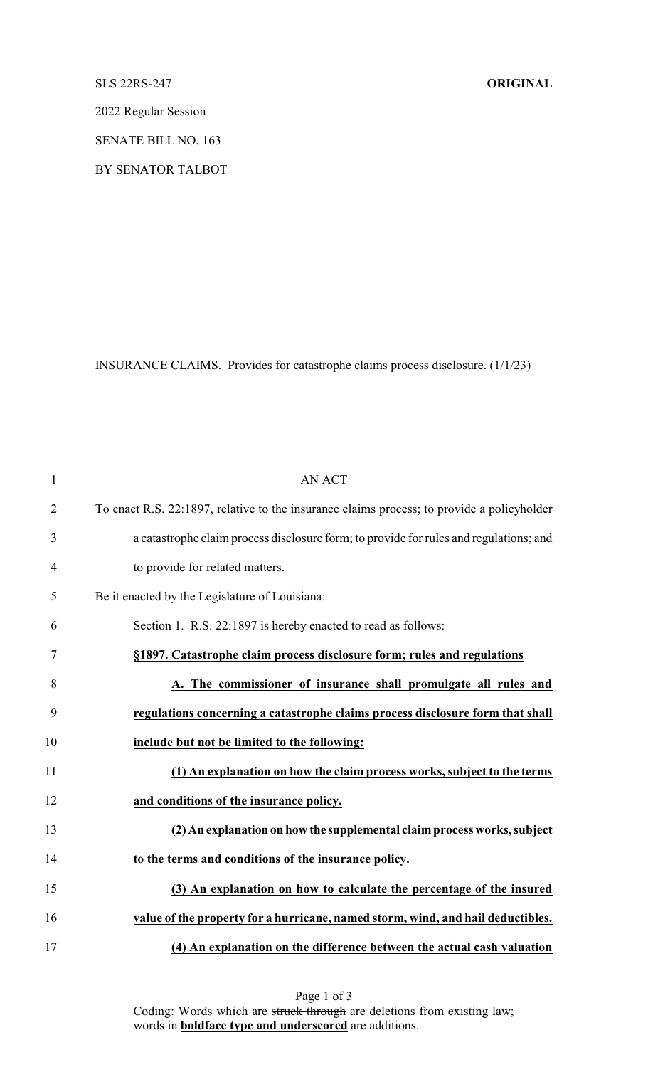SLS 22RS-247 **ORIGINAL**

2022 Regular Session

SENATE BILL NO. 163

BY SENATOR TALBOT

INSURANCE CLAIMS. Provides for catastrophe claims process disclosure. (1/1/23)

AN ACT

To enact R.S. 22:1897, relative to the insurance claims process; to provide a policyholder a catastrophe claim process disclosure form; to provide for rules and regulations; and to provide for related matters.

Be it enacted by the Legislature of Louisiana:

Section 1. R.S. 22:1897 is hereby enacted to read as follows:

**§1897. Catastrophe claim process disclosure form; rules and regulations**

**A. The commissioner of insurance shall promulgate all rules and regulations concerning a catastrophe claims process disclosure form that shall include but not be limited to the following:**

**(1) An explanation on how the claim process works, subject to the terms and conditions of the insurance policy.**

**(2) An explanation on how the supplemental claim process works, subject to the terms and conditions of the insurance policy.**

**(3) An explanation on how to calculate the percentage of the insured value of the property for a hurricane, named storm, wind, and hail deductibles.**

**(4) An explanation on the difference between the actual cash valuation**

Coding: Words which are ~~struck through~~ are deletions from existing law; words in **boldface type and underscored** are additions.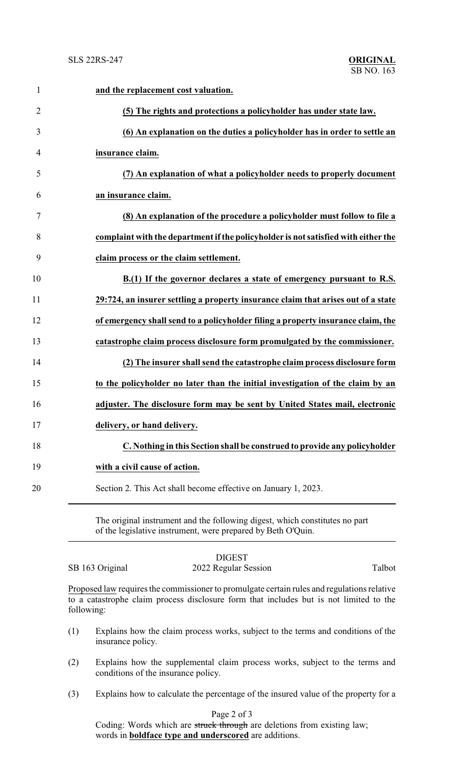**and the replacement cost valuation.**

**(5) The rights and protections a policyholder has under state law.**

**(6) An explanation on the duties a policyholder has in order to settle an insurance claim.**

**(7) An explanation of what a policyholder needs to properly document an insurance claim.**

**(8) An explanation of the procedure a policyholder must follow to file a complaint with the department if the policyholder is not satisfied with either the claim process or the claim settlement.**

**B.(1) If the governor declares a state of emergency pursuant to R.S. 29:724, an insurer settling a property insurance claim that arises out of a state of emergency shall send to a policyholder filing a property insurance claim, the catastrophe claim process disclosure form promulgated by the commissioner.**

**(2) The insurer shall send the catastrophe claim process disclosure form to the policyholder no later than the initial investigation of the claim by an adjuster. The disclosure form may be sent by United States mail, electronic delivery, or hand delivery.**

**C. Nothing in this Section shall be construed to provide any policyholder with a civil cause of action.**

Section 2. This Act shall become effective on January 1, 2023.

---

The original instrument and the following digest, which constitutes no part of the legislative instrument, were prepared by Beth O'Quin.

---

DIGEST

SB 163 Original — 2022 Regular Session — Talbot

Proposed law requires the commissioner to promulgate certain rules and regulations relative to a catastrophe claim process disclosure form that includes but is not limited to the following:

(1) Explains how the claim process works, subject to the terms and conditions of the insurance policy.

(2) Explains how the supplemental claim process works, subject to the terms and conditions of the insurance policy.

(3) Explains how to calculate the percentage of the insured value of the property for a

Coding: Words which are ~~struck through~~ are deletions from existing law; words in **boldface type and underscored** are additions.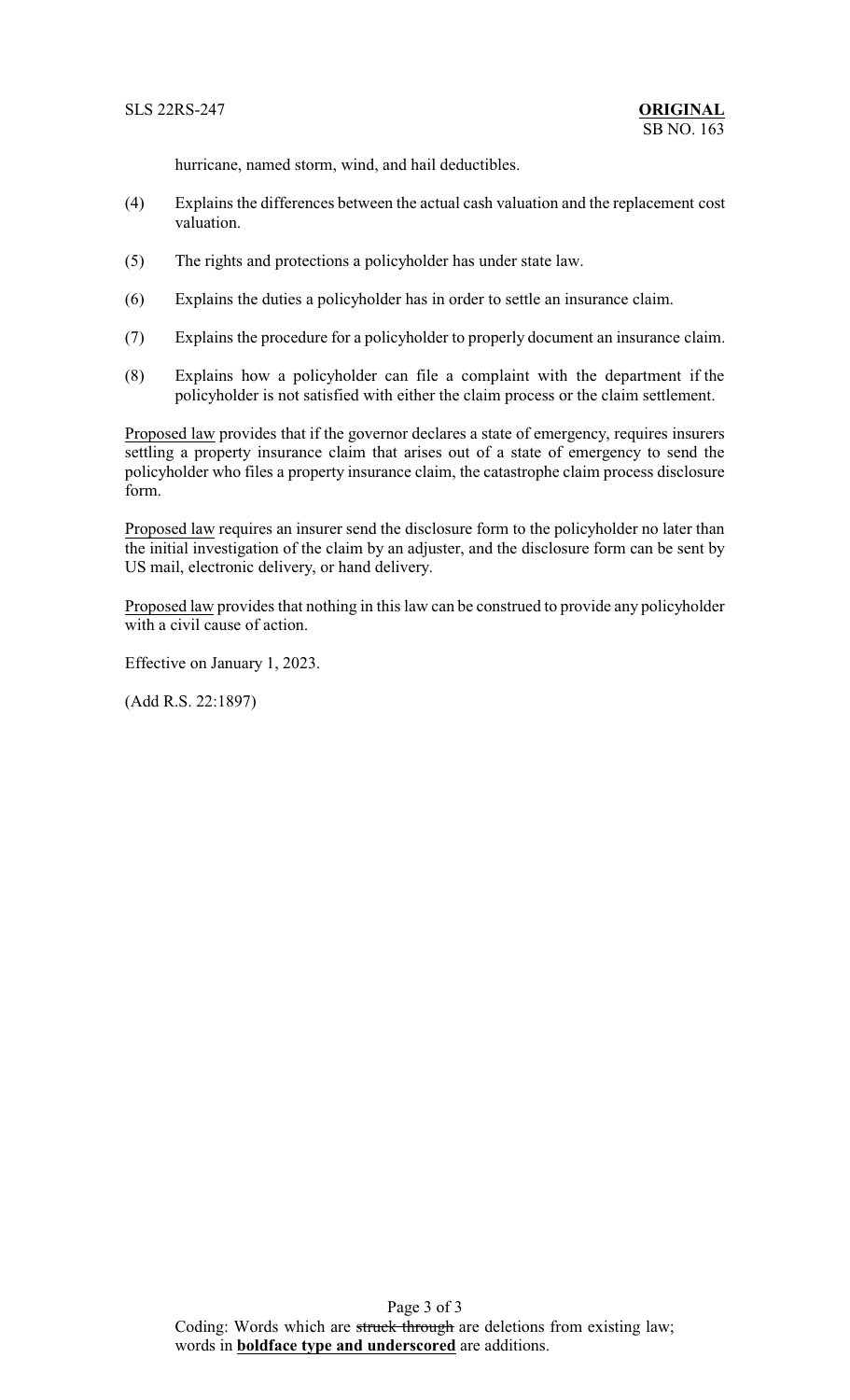hurricane, named storm, wind, and hail deductibles.

(4) Explains the differences between the actual cash valuation and the replacement cost valuation.

(5) The rights and protections a policyholder has under state law.

(6) Explains the duties a policyholder has in order to settle an insurance claim.

(7) Explains the procedure for a policyholder to properly document an insurance claim.

(8) Explains how a policyholder can file a complaint with the department if the policyholder is not satisfied with either the claim process or the claim settlement.

<u>Proposed law</u> provides that if the governor declares a state of emergency, requires insurers settling a property insurance claim that arises out of a state of emergency to send the policyholder who files a property insurance claim, the catastrophe claim process disclosure form.

<u>Proposed law</u> requires an insurer send the disclosure form to the policyholder no later than the initial investigation of the claim by an adjuster, and the disclosure form can be sent by US mail, electronic delivery, or hand delivery.

<u>Proposed law</u> provides that nothing in this law can be construed to provide any policyholder with a civil cause of action.

Effective on January 1, 2023.

(Add R.S. 22:1897)